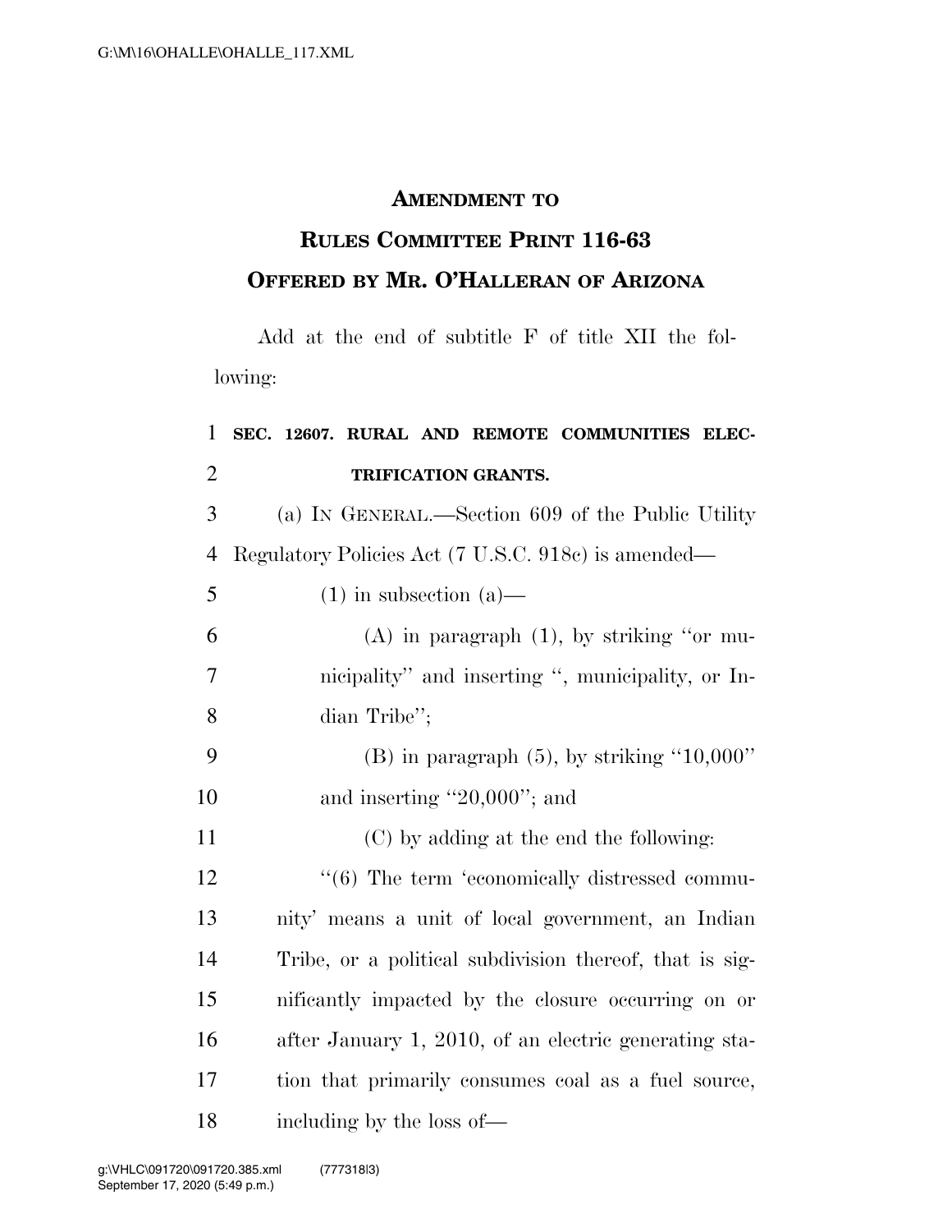# AMENDMENT TO RULES COMMITTEE PRINT 116-63 OFFERED BY MR. O'HALLERAN OF ARIZONA

Add at the end of subtitle F of title XII the following:

**SEC. 12607. RURAL AND REMOTE COMMUNITIES ELECTRIFICATION GRANTS.**

(a) IN GENERAL.—Section 609 of the Public Utility Regulatory Policies Act (7 U.S.C. 918c) is amended—

(1) in subsection (a)—

(A) in paragraph (1), by striking "or municipality" and inserting ", municipality, or Indian Tribe";

(B) in paragraph (5), by striking "10,000" and inserting "20,000"; and

(C) by adding at the end the following:

"(6) The term 'economically distressed community' means a unit of local government, an Indian Tribe, or a political subdivision thereof, that is significantly impacted by the closure occurring on or after January 1, 2010, of an electric generating station that primarily consumes coal as a fuel source, including by the loss of—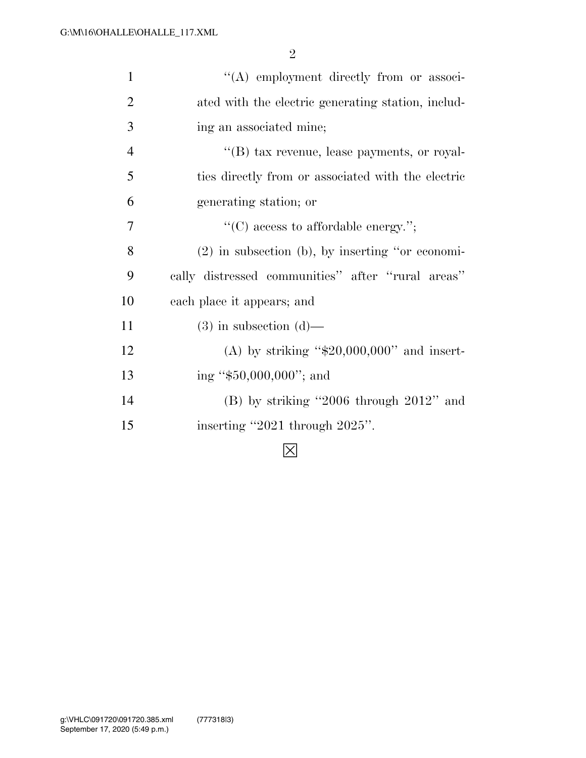''(A) employment directly from or associated with the electric generating station, including an associated mine;

''(B) tax revenue, lease payments, or royalties directly from or associated with the electric generating station; or

''(C) access to affordable energy.'';

(2) in subsection (b), by inserting ''or economically distressed communities'' after ''rural areas'' each place it appears; and

(3) in subsection (d)—

(A) by striking ''$20,000,000'' and inserting ''$50,000,000''; and

(B) by striking ''2006 through 2012'' and inserting ''2021 through 2025''.

⊠